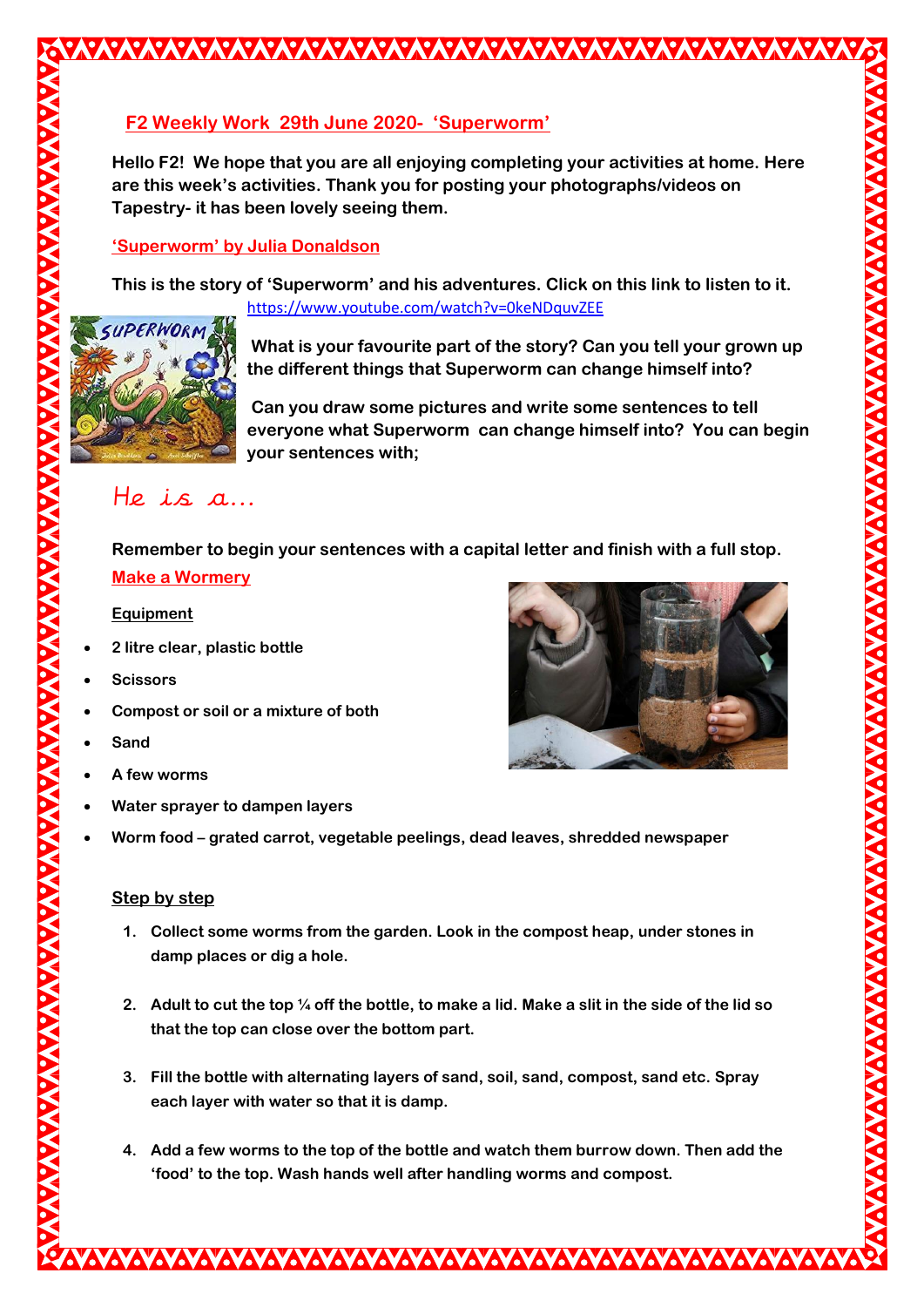## F2 Weekly Work 29th June 2020- 'Superworm'

**Hello F2! We hope that you are all enjoying completing your activities at home. Here are this week's activities. Thank you for posting your photographs/videos on Tapestry- it has been lovely seeing them.**

### 'Superworm' by Julia Donaldson

**This is the story of 'Superworm' and his adventures. Click on this link to listen to it.**
https://www.youtube.com/watch?v=0keNDquvZEE

**What is your favourite part of the story? Can you tell your grown up the different things that Superworm can change himself into?**

**Can you draw some pictures and write some sentences to tell everyone what Superworm can change himself into? You can begin your sentences with;**

He is a...

**Remember to begin your sentences with a capital letter and finish with a full stop.**

### Make a Wormery

**Equipment**

- **2 litre clear, plastic bottle**
- **Scissors**
- **Compost or soil or a mixture of both**
- **Sand**
- **A few worms**
- **Water sprayer to dampen layers**
- **Worm food – grated carrot, vegetable peelings, dead leaves, shredded newspaper**

**Step by step**

1. **Collect some worms from the garden. Look in the compost heap, under stones in damp places or dig a hole.**
2. **Adult to cut the top ¼ off the bottle, to make a lid. Make a slit in the side of the lid so that the top can close over the bottom part.**
3. **Fill the bottle with alternating layers of sand, soil, sand, compost, sand etc. Spray each layer with water so that it is damp.**
4. **Add a few worms to the top of the bottle and watch them burrow down. Then add the 'food' to the top. Wash hands well after handling worms and compost.**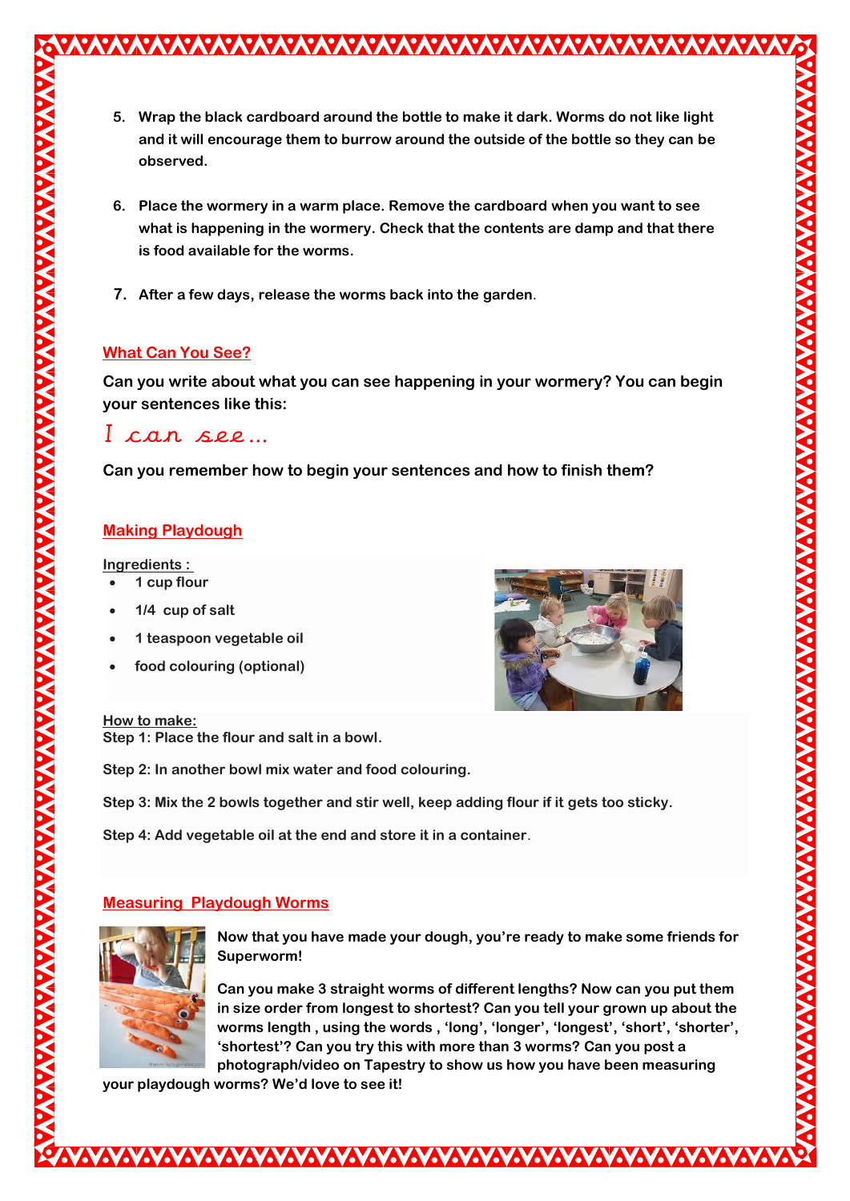5. **Wrap the black cardboard around the bottle to make it dark. Worms do not like light and it will encourage them to burrow around the outside of the bottle so they can be observed.**

6. **Place the wormery in a warm place. Remove the cardboard when you want to see what is happening in the wormery. Check that the contents are damp and that there is food available for the worms.**

7. **After a few days, release the worms back into the garden.**

## What Can You See?

**Can you write about what you can see happening in your wormery? You can begin your sentences like this:**

*I can see…*

**Can you remember how to begin your sentences and how to finish them?**

## Making Playdough

**Ingredients :**

- **1 cup flour**
- **1/4 cup of salt**
- **1 teaspoon vegetable oil**
- **food colouring (optional)**

**How to make:**

**Step 1: Place the flour and salt in a bowl.**

**Step 2: In another bowl mix water and food colouring.**

**Step 3: Mix the 2 bowls together and stir well, keep adding flour if it gets too sticky.**

**Step 4: Add vegetable oil at the end and store it in a container.**

## Measuring Playdough Worms

**Now that you have made your dough, you're ready to make some friends for Superworm!**

**Can you make 3 straight worms of different lengths? Now can you put them in size order from longest to shortest? Can you tell your grown up about the worms length , using the words , 'long', 'longer', 'longest', 'short', 'shorter', 'shortest'? Can you try this with more than 3 worms? Can you post a photograph/video on Tapestry to show us how you have been measuring your playdough worms? We'd love to see it!**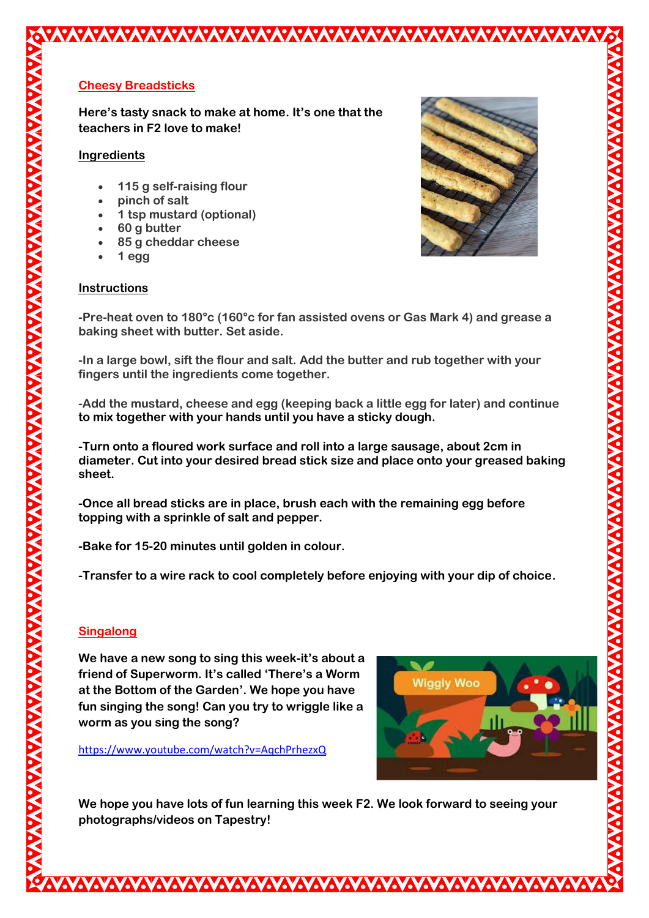## Cheesy Breadsticks

**Here's tasty snack to make at home. It's one that the teachers in F2 love to make!**

### Ingredients

- 115 g self-raising flour
- pinch of salt
- 1 tsp mustard (optional)
- 60 g butter
- 85 g cheddar cheese
- 1 egg

### Instructions

-Pre-heat oven to 180°c (160°c for fan assisted ovens or Gas Mark 4) and grease a baking sheet with butter. Set aside.

-In a large bowl, sift the flour and salt. Add the butter and rub together with your fingers until the ingredients come together.

-Add the mustard, cheese and egg (keeping back a little egg for later) and continue to mix together with your hands until you have a sticky dough.

-Turn onto a floured work surface and roll into a large sausage, about 2cm in diameter. Cut into your desired bread stick size and place onto your greased baking sheet.

-Once all bread sticks are in place, brush each with the remaining egg before topping with a sprinkle of salt and pepper.

-Bake for 15-20 minutes until golden in colour.

-Transfer to a wire rack to cool completely before enjoying with your dip of choice.

## Singalong

**We have a new song to sing this week-it's about a friend of Superworm. It's called 'There's a Worm at the Bottom of the Garden'. We hope you have fun singing the song! Can you try to wriggle like a worm as you sing the song?**

https://www.youtube.com/watch?v=AqchPrhezxQ

**We hope you have lots of fun learning this week F2. We look forward to seeing your photographs/videos on Tapestry!**